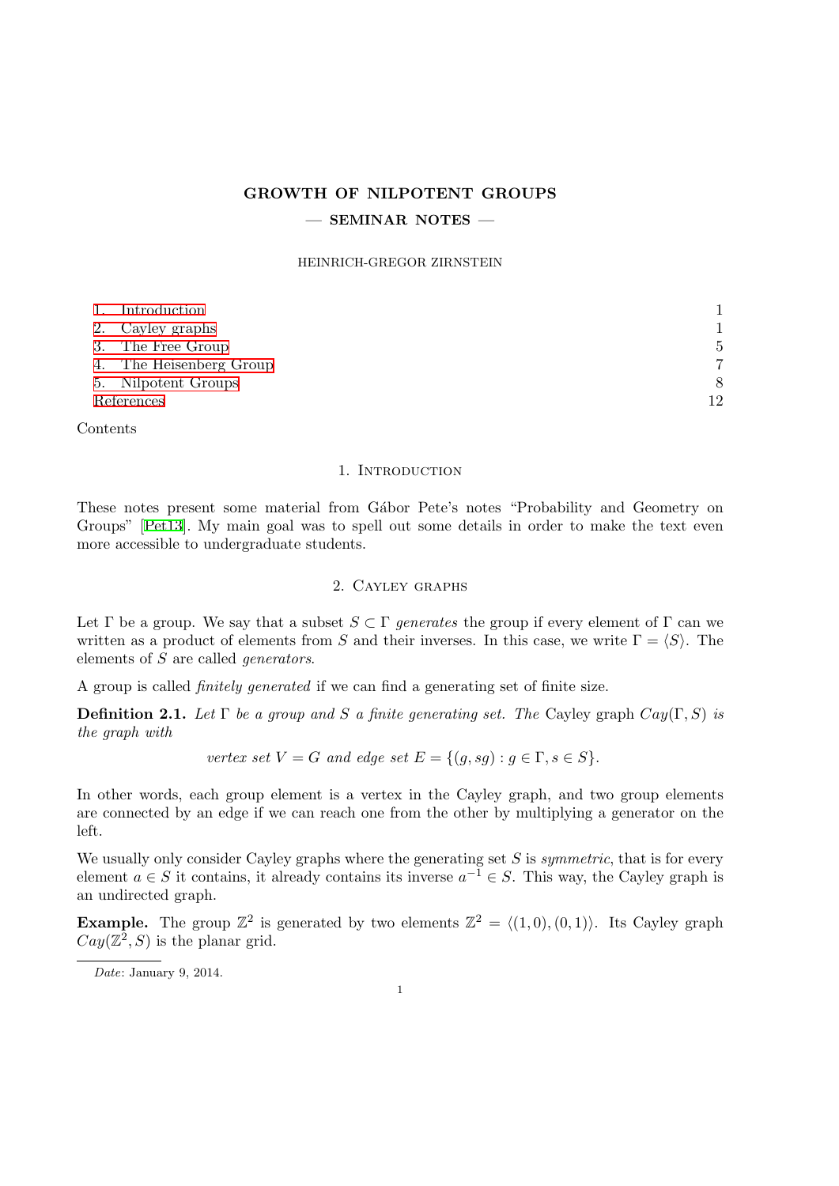# GROWTH OF NILPOTENT GROUPS

## — SEMINAR NOTES —

HEINRICH-GREGOR ZIRNSTEIN

| | |
|---|---|
| 1. Introduction | 1 |
| 2. Cayley graphs | 1 |
| 3. The Free Group | 5 |
| 4. The Heisenberg Group | 7 |
| 5. Nilpotent Groups | 8 |
| References | 12 |

Contents

## 1. Introduction

These notes present some material from Gábor Pete's notes "Probability and Geometry on Groups" [Pet13]. My main goal was to spell out some details in order to make the text even more accessible to undergraduate students.

## 2. Cayley graphs

Let $\Gamma$ be a group. We say that a subset $S \subset \Gamma$ *generates* the group if every element of $\Gamma$ can we written as a product of elements from $S$ and their inverses. In this case, we write $\Gamma = \langle S \rangle$. The elements of $S$ are called *generators*.

A group is called *finitely generated* if we can find a generating set of finite size.

**Definition 2.1.** *Let $\Gamma$ be a group and $S$ a finite generating set. The* Cayley graph $Cay(\Gamma, S)$ *is the graph with*

$$\text{vertex set } V = G \text{ and edge set } E = \{(g, sg) : g \in \Gamma, s \in S\}.$$

In other words, each group element is a vertex in the Cayley graph, and two group elements are connected by an edge if we can reach one from the other by multiplying a generator on the left.

We usually only consider Cayley graphs where the generating set $S$ is *symmetric*, that is for every element $a \in S$ it contains, it already contains its inverse $a^{-1} \in S$. This way, the Cayley graph is an undirected graph.

**Example.** The group $\mathbb{Z}^2$ is generated by two elements $\mathbb{Z}^2 = \langle (1, 0), (0, 1) \rangle$. Its Cayley graph $Cay(\mathbb{Z}^2, S)$ is the planar grid.

*Date*: January 9, 2014.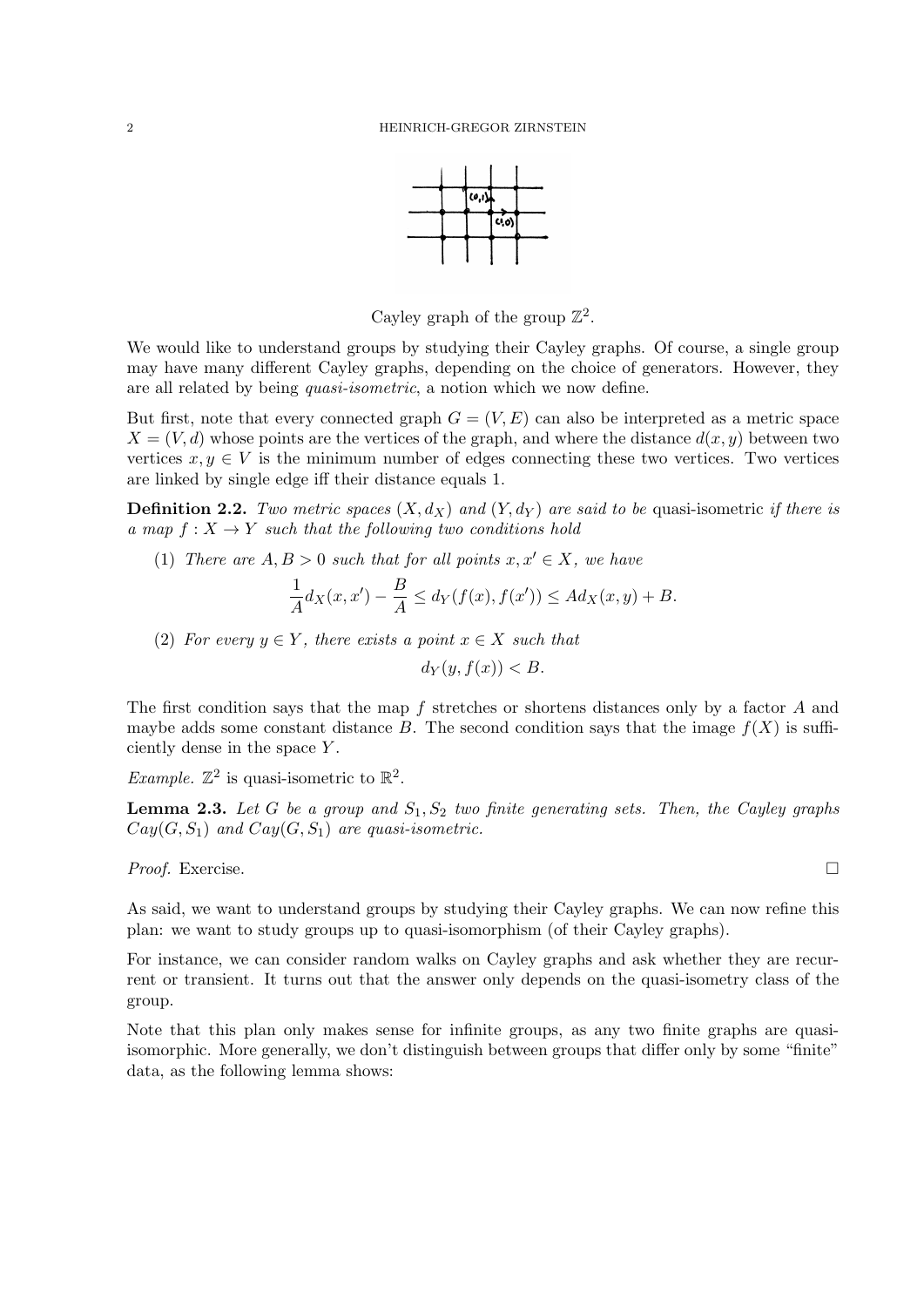Cayley graph of the group $\mathbb{Z}^2$.

We would like to understand groups by studying their Cayley graphs. Of course, a single group may have many different Cayley graphs, depending on the choice of generators. However, they are all related by being *quasi-isometric*, a notion which we now define.

But first, note that every connected graph $G = (V, E)$ can also be interpreted as a metric space $X = (V, d)$ whose points are the vertices of the graph, and where the distance $d(x, y)$ between two vertices $x, y \in V$ is the minimum number of edges connecting these two vertices. Two vertices are linked by single edge iff their distance equals 1.

**Definition 2.2.** *Two metric spaces $(X, d_X)$ and $(Y, d_Y)$ are said to be* quasi-isometric *if there is a map $f : X \to Y$ such that the following two conditions hold*

(1) *There are $A, B > 0$ such that for all points $x, x' \in X$, we have*

$$\frac{1}{A} d_X(x, x') - \frac{B}{A} \leq d_Y(f(x), f(x')) \leq A d_X(x, y) + B.$$

(2) *For every $y \in Y$, there exists a point $x \in X$ such that*

$$d_Y(y, f(x)) < B.$$

The first condition says that the map $f$ stretches or shortens distances only by a factor $A$ and maybe adds some constant distance $B$. The second condition says that the image $f(X)$ is sufficiently dense in the space $Y$.

*Example.* $\mathbb{Z}^2$ is quasi-isometric to $\mathbb{R}^2$.

**Lemma 2.3.** *Let $G$ be a group and $S_1, S_2$ two finite generating sets. Then, the Cayley graphs $Cay(G, S_1)$ and $Cay(G, S_1)$ are quasi-isometric.*

*Proof.* Exercise. □

As said, we want to understand groups by studying their Cayley graphs. We can now refine this plan: we want to study groups up to quasi-isomorphism (of their Cayley graphs).

For instance, we can consider random walks on Cayley graphs and ask whether they are recurrent or transient. It turns out that the answer only depends on the quasi-isometry class of the group.

Note that this plan only makes sense for infinite groups, as any two finite graphs are quasi-isomorphic. More generally, we don't distinguish between groups that differ only by some "finite" data, as the following lemma shows: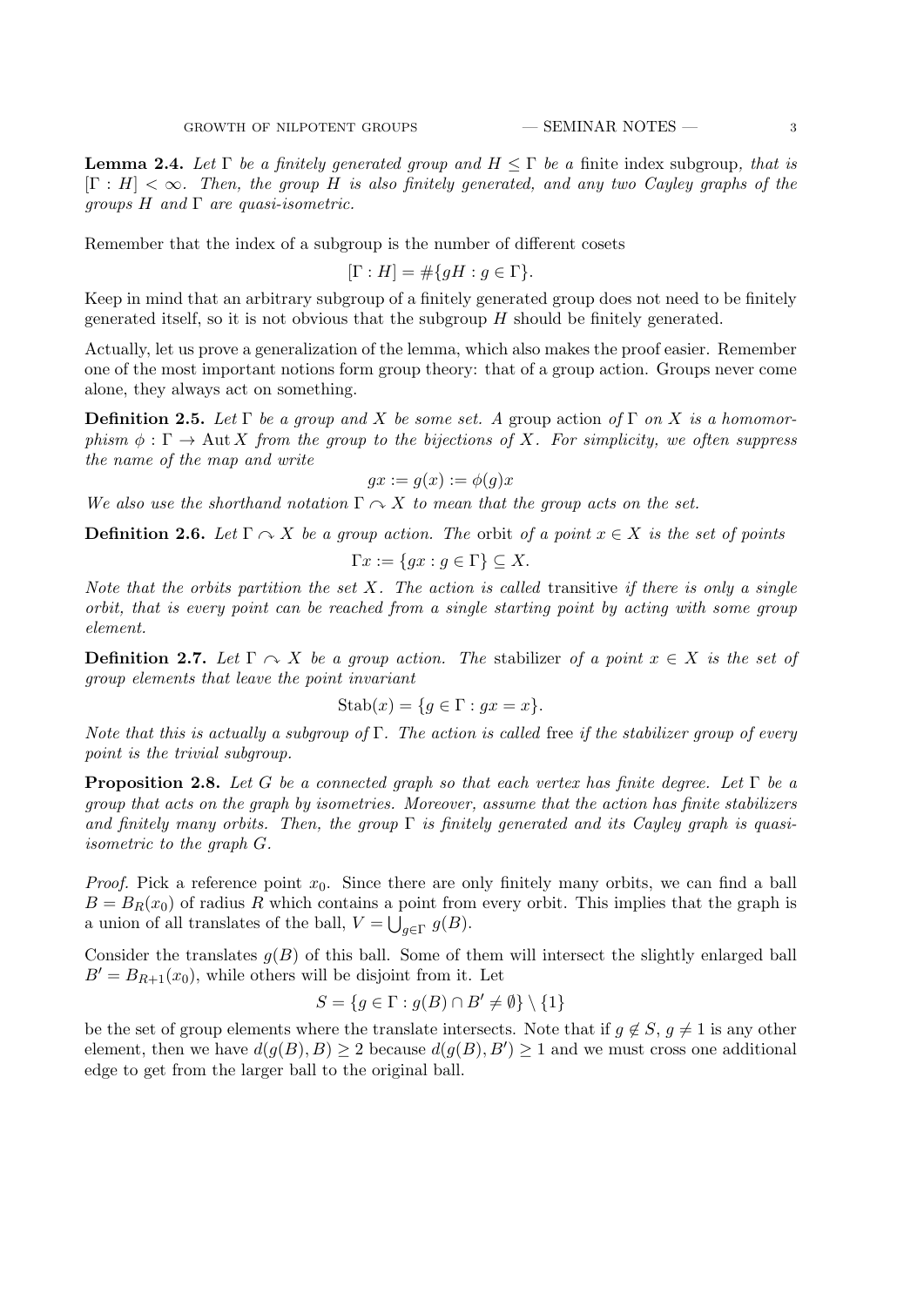**Lemma 2.4.** *Let $\Gamma$ be a finitely generated group and $H \leq \Gamma$ be a* finite index subgroup*, that is $[\Gamma : H] < \infty$. Then, the group $H$ is also finitely generated, and any two Cayley graphs of the groups $H$ and $\Gamma$ are quasi-isometric.*

Remember that the index of a subgroup is the number of different cosets

$$[\Gamma : H] = \#\{gH : g \in \Gamma\}.$$

Keep in mind that an arbitrary subgroup of a finitely generated group does not need to be finitely generated itself, so it is not obvious that the subgroup $H$ should be finitely generated.

Actually, let us prove a generalization of the lemma, which also makes the proof easier. Remember one of the most important notions form group theory: that of a group action. Groups never come alone, they always act on something.

**Definition 2.5.** *Let $\Gamma$ be a group and $X$ be some set. A* group action *of $\Gamma$ on $X$ is a homomorphism $\phi : \Gamma \to \operatorname{Aut} X$ from the group to the bijections of $X$. For simplicity, we often suppress the name of the map and write*

$$gx := g(x) := \phi(g)x$$

*We also use the shorthand notation $\Gamma \curvearrowright X$ to mean that the group acts on the set.*

**Definition 2.6.** *Let $\Gamma \curvearrowright X$ be a group action. The* orbit *of a point $x \in X$ is the set of points*

$$\Gamma x := \{gx : g \in \Gamma\} \subseteq X.$$

*Note that the orbits partition the set $X$. The action is called* transitive *if there is only a single orbit, that is every point can be reached from a single starting point by acting with some group element.*

**Definition 2.7.** *Let $\Gamma \curvearrowright X$ be a group action. The* stabilizer *of a point $x \in X$ is the set of group elements that leave the point invariant*

$$\operatorname{Stab}(x) = \{g \in \Gamma : gx = x\}.$$

*Note that this is actually a subgroup of $\Gamma$. The action is called* free *if the stabilizer group of every point is the trivial subgroup.*

**Proposition 2.8.** *Let $G$ be a connected graph so that each vertex has finite degree. Let $\Gamma$ be a group that acts on the graph by isometries. Moreover, assume that the action has finite stabilizers and finitely many orbits. Then, the group $\Gamma$ is finitely generated and its Cayley graph is quasi-isometric to the graph $G$.*

*Proof.* Pick a reference point $x_0$. Since there are only finitely many orbits, we can find a ball $B = B_R(x_0)$ of radius $R$ which contains a point from every orbit. This implies that the graph is a union of all translates of the ball, $V = \bigcup_{g \in \Gamma} g(B)$.

Consider the translates $g(B)$ of this ball. Some of them will intersect the slightly enlarged ball $B' = B_{R+1}(x_0)$, while others will be disjoint from it. Let

$$S = \{g \in \Gamma : g(B) \cap B' \neq \emptyset\} \setminus \{1\}$$

be the set of group elements where the translate intersects. Note that if $g \notin S$, $g \neq 1$ is any other element, then we have $d(g(B), B) \geq 2$ because $d(g(B), B') \geq 1$ and we must cross one additional edge to get from the larger ball to the original ball.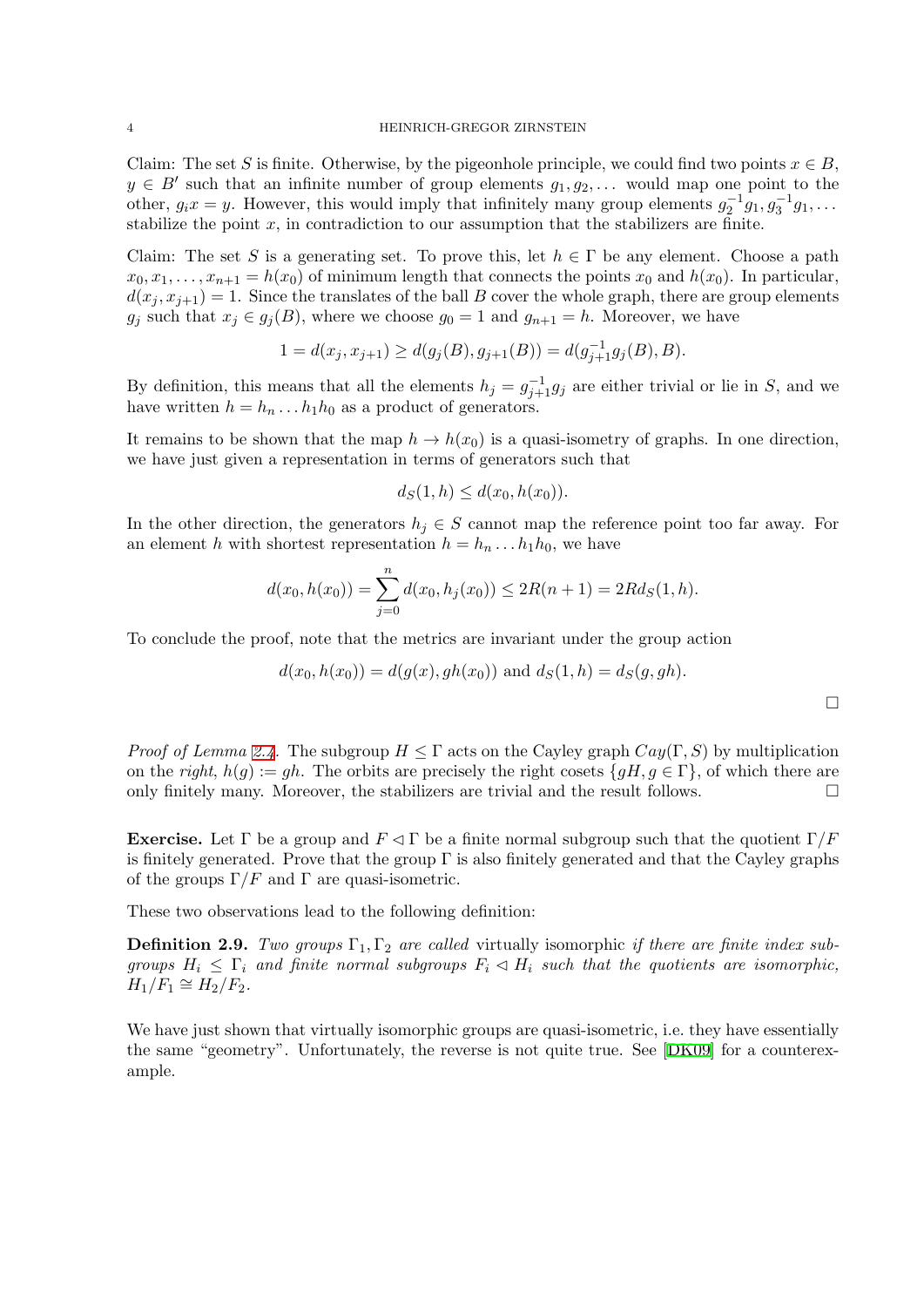Claim: The set $S$ is finite. Otherwise, by the pigeonhole principle, we could find two points $x \in B$, $y \in B'$ such that an infinite number of group elements $g_1, g_2, \dots$ would map one point to the other, $g_i x = y$. However, this would imply that infinitely many group elements $g_2^{-1}g_1, g_3^{-1}g_1, \dots$ stabilize the point $x$, in contradiction to our assumption that the stabilizers are finite.

Claim: The set $S$ is a generating set. To prove this, let $h \in \Gamma$ be any element. Choose a path $x_0, x_1, \dots, x_{n+1} = h(x_0)$ of minimum length that connects the points $x_0$ and $h(x_0)$. In particular, $d(x_j, x_{j+1}) = 1$. Since the translates of the ball $B$ cover the whole graph, there are group elements $g_j$ such that $x_j \in g_j(B)$, where we choose $g_0 = 1$ and $g_{n+1} = h$. Moreover, we have

$$1 = d(x_j, x_{j+1}) \geq d(g_j(B), g_{j+1}(B)) = d(g_{j+1}^{-1}g_j(B), B).$$

By definition, this means that all the elements $h_j = g_{j+1}^{-1}g_j$ are either trivial or lie in $S$, and we have written $h = h_n \dots h_1 h_0$ as a product of generators.

It remains to be shown that the map $h \to h(x_0)$ is a quasi-isometry of graphs. In one direction, we have just given a representation in terms of generators such that

$$d_S(1, h) \leq d(x_0, h(x_0)).$$

In the other direction, the generators $h_j \in S$ cannot map the reference point too far away. For an element $h$ with shortest representation $h = h_n \dots h_1 h_0$, we have

$$d(x_0, h(x_0)) = \sum_{j=0}^{n} d(x_0, h_j(x_0)) \leq 2R(n+1) = 2Rd_S(1, h).$$

To conclude the proof, note that the metrics are invariant under the group action

$$d(x_0, h(x_0)) = d(g(x), gh(x_0)) \text{ and } d_S(1, h) = d_S(g, gh).$$

□

*Proof of Lemma 2.4.* The subgroup $H \leq \Gamma$ acts on the Cayley graph $Cay(\Gamma, S)$ by multiplication on the *right*, $h(g) := gh$. The orbits are precisely the right cosets $\{gH, g \in \Gamma\}$, of which there are only finitely many. Moreover, the stabilizers are trivial and the result follows. □

**Exercise.** Let $\Gamma$ be a group and $F \lhd \Gamma$ be a finite normal subgroup such that the quotient $\Gamma/F$ is finitely generated. Prove that the group $\Gamma$ is also finitely generated and that the Cayley graphs of the groups $\Gamma/F$ and $\Gamma$ are quasi-isometric.

These two observations lead to the following definition:

**Definition 2.9.** *Two groups $\Gamma_1, \Gamma_2$ are called* virtually isomorphic *if there are finite index subgroups $H_i \leq \Gamma_i$ and finite normal subgroups $F_i \lhd H_i$ such that the quotients are isomorphic, $H_1/F_1 \cong H_2/F_2$.*

We have just shown that virtually isomorphic groups are quasi-isometric, i.e. they have essentially the same "geometry". Unfortunately, the reverse is not quite true. See [DK09] for a counterexample.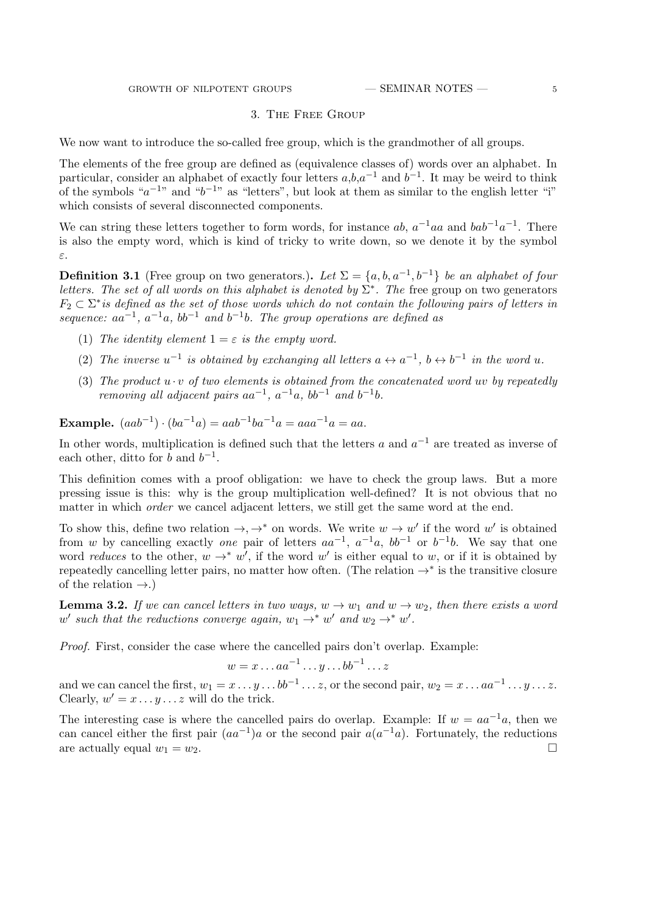## 3. The Free Group

We now want to introduce the so-called free group, which is the grandmother of all groups.

The elements of the free group are defined as (equivalence classes of) words over an alphabet. In particular, consider an alphabet of exactly four letters $a$,$b$,$a^{-1}$ and $b^{-1}$. It may be weird to think of the symbols "$a^{-1}$" and "$b^{-1}$" as "letters", but look at them as similar to the english letter "i" which consists of several disconnected components.

We can string these letters together to form words, for instance $ab$, $a^{-1}aa$ and $bab^{-1}a^{-1}$. There is also the empty word, which is kind of tricky to write down, so we denote it by the symbol $\varepsilon$.

**Definition 3.1** (Free group on two generators.). *Let $\Sigma = \{a, b, a^{-1}, b^{-1}\}$ be an alphabet of four letters. The set of all words on this alphabet is denoted by $\Sigma^*$. The* free group on two generators *$F_2 \subset \Sigma^*$ is defined as the set of those words which do not contain the following pairs of letters in sequence: $aa^{-1}$, $a^{-1}a$, $bb^{-1}$ and $b^{-1}b$. The group operations are defined as*

1. *The identity element $1 = \varepsilon$ is the empty word.*
2. *The inverse $u^{-1}$ is obtained by exchanging all letters $a \leftrightarrow a^{-1}$, $b \leftrightarrow b^{-1}$ in the word $u$.*
3. *The product $u \cdot v$ of two elements is obtained from the concatenated word $uv$ by repeatedly removing all adjacent pairs $aa^{-1}$, $a^{-1}a$, $bb^{-1}$ and $b^{-1}b$.*

**Example.** $(aab^{-1}) \cdot (ba^{-1}a) = aab^{-1}ba^{-1}a = aaa^{-1}a = aa$.

In other words, multiplication is defined such that the letters $a$ and $a^{-1}$ are treated as inverse of each other, ditto for $b$ and $b^{-1}$.

This definition comes with a proof obligation: we have to check the group laws. But a more pressing issue is this: why is the group multiplication well-defined? It is not obvious that no matter in which *order* we cancel adjacent letters, we still get the same word at the end.

To show this, define two relation $\to, \to^*$ on words. We write $w \to w'$ if the word $w'$ is obtained from $w$ by cancelling exactly *one* pair of letters $aa^{-1}$, $a^{-1}a$, $bb^{-1}$ or $b^{-1}b$. We say that one word *reduces* to the other, $w \to^* w'$, if the word $w'$ is either equal to $w$, or if it is obtained by repeatedly cancelling letter pairs, no matter how often. (The relation $\to^*$ is the transitive closure of the relation $\to$.)

**Lemma 3.2.** *If we can cancel letters in two ways, $w \to w_1$ and $w \to w_2$, then there exists a word $w'$ such that the reductions converge again, $w_1 \to^* w'$ and $w_2 \to^* w'$.*

*Proof.* First, consider the case where the cancelled pairs don't overlap. Example:

$$w = x \dots aa^{-1} \dots y \dots bb^{-1} \dots z$$

and we can cancel the first, $w_1 = x \dots y \dots bb^{-1} \dots z$, or the second pair, $w_2 = x \dots aa^{-1} \dots y \dots z$. Clearly, $w' = x \dots y \dots z$ will do the trick.

The interesting case is where the cancelled pairs do overlap. Example: If $w = aa^{-1}a$, then we can cancel either the first pair $(aa^{-1})a$ or the second pair $a(a^{-1}a)$. Fortunately, the reductions are actually equal $w_1 = w_2$. □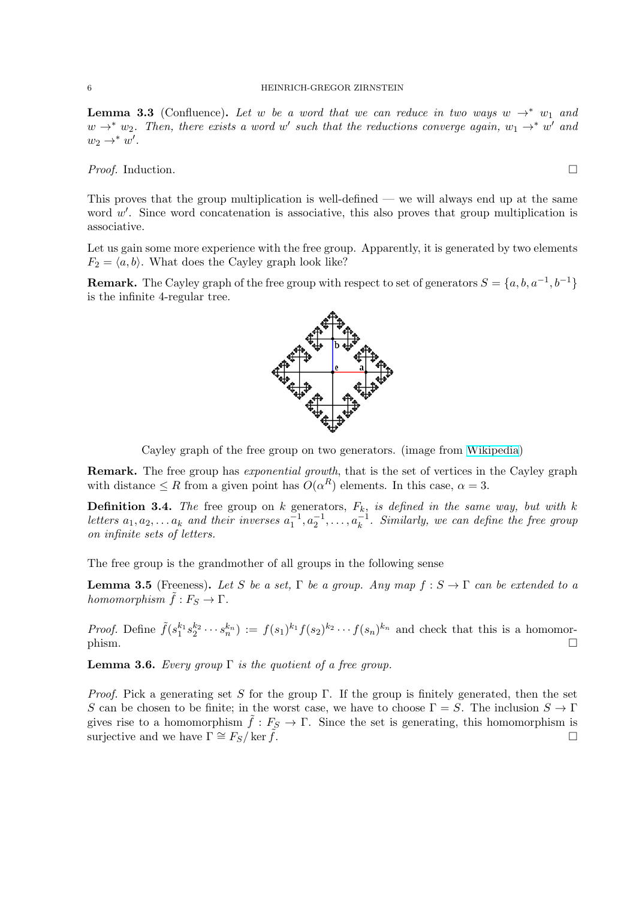**Lemma 3.3** (Confluence)**.** *Let $w$ be a word that we can reduce in two ways $w \to^* w_1$ and $w \to^* w_2$. Then, there exists a word $w'$ such that the reductions converge again, $w_1 \to^* w'$ and $w_2 \to^* w'$.*

*Proof.* Induction. □

This proves that the group multiplication is well-defined — we will always end up at the same word $w'$. Since word concatenation is associative, this also proves that group multiplication is associative.

Let us gain some more experience with the free group. Apparently, it is generated by two elements $F_2 = \langle a, b \rangle$. What does the Cayley graph look like?

**Remark.** The Cayley graph of the free group with respect to set of generators $S = \{a, b, a^{-1}, b^{-1}\}$ is the infinite 4-regular tree.

Cayley graph of the free group on two generators. (image from Wikipedia)

**Remark.** The free group has *exponential growth*, that is the set of vertices in the Cayley graph with distance $\leq R$ from a given point has $O(\alpha^R)$ elements. In this case, $\alpha = 3$.

**Definition 3.4.** *The* free group on $k$ generators, $F_k$, *is defined in the same way, but with $k$ letters $a_1, a_2, \ldots a_k$ and their inverses $a_1^{-1}, a_2^{-1}, \ldots, a_k^{-1}$. Similarly, we can define the free group on infinite sets of letters.*

The free group is the grandmother of all groups in the following sense

**Lemma 3.5** (Freeness)**.** *Let $S$ be a set, $\Gamma$ be a group. Any map $f : S \to \Gamma$ can be extended to a homomorphism $\tilde{f} : F_S \to \Gamma$.*

*Proof.* Define $\tilde{f}(s_1^{k_1} s_2^{k_2} \cdots s_n^{k_n}) := f(s_1)^{k_1} f(s_2)^{k_2} \cdots f(s_n)^{k_n}$ and check that this is a homomorphism. □

**Lemma 3.6.** *Every group $\Gamma$ is the quotient of a free group.*

*Proof.* Pick a generating set $S$ for the group $\Gamma$. If the group is finitely generated, then the set $S$ can be chosen to be finite; in the worst case, we have to choose $\Gamma = S$. The inclusion $S \to \Gamma$ gives rise to a homomorphism $\tilde{f} : F_S \to \Gamma$. Since the set is generating, this homomorphism is surjective and we have $\Gamma \cong F_S / \ker \tilde{f}$. □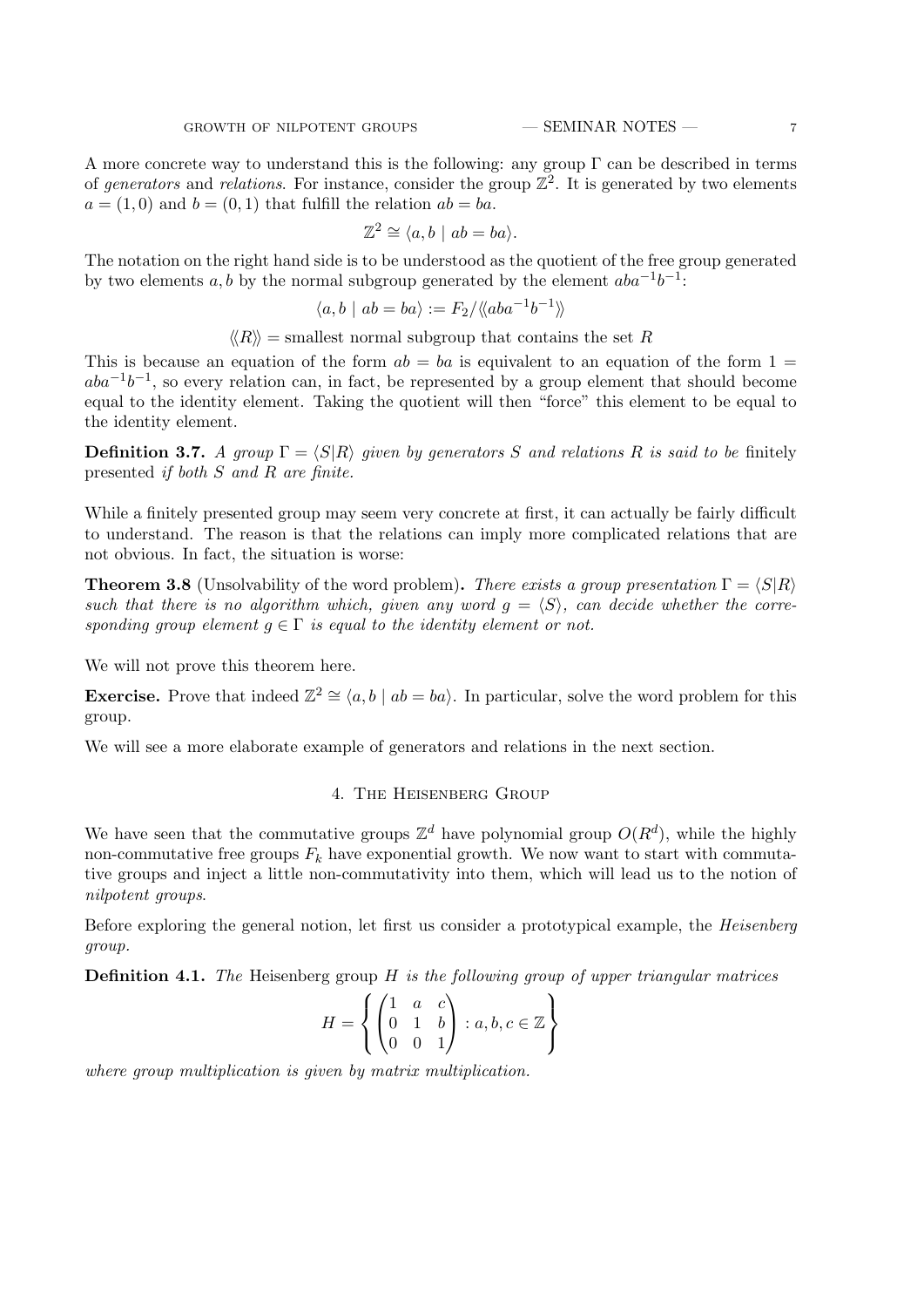A more concrete way to understand this is the following: any group $\Gamma$ can be described in terms of *generators* and *relations*. For instance, consider the group $\mathbb{Z}^2$. It is generated by two elements $a = (1, 0)$ and $b = (0, 1)$ that fulfill the relation $ab = ba$.

$$\mathbb{Z}^2 \cong \langle a, b \mid ab = ba \rangle.$$

The notation on the right hand side is to be understood as the quotient of the free group generated by two elements $a, b$ by the normal subgroup generated by the element $aba^{-1}b^{-1}$:

$$\langle a, b \mid ab = ba \rangle := F_2 / \langle\!\langle aba^{-1}b^{-1} \rangle\!\rangle$$

$$\langle\!\langle R \rangle\!\rangle = \text{smallest normal subgroup that contains the set } R$$

This is because an equation of the form $ab = ba$ is equivalent to an equation of the form $1 = aba^{-1}b^{-1}$, so every relation can, in fact, be represented by a group element that should become equal to the identity element. Taking the quotient will then "force" this element to be equal to the identity element.

**Definition 3.7.** *A group $\Gamma = \langle S | R \rangle$ given by generators $S$ and relations $R$ is said to be* finitely presented *if both $S$ and $R$ are finite.*

While a finitely presented group may seem very concrete at first, it can actually be fairly difficult to understand. The reason is that the relations can imply more complicated relations that are not obvious. In fact, the situation is worse:

**Theorem 3.8** (Unsolvability of the word problem)**.** *There exists a group presentation $\Gamma = \langle S | R \rangle$ such that there is no algorithm which, given any word $g = \langle S \rangle$, can decide whether the corresponding group element $g \in \Gamma$ is equal to the identity element or not.*

We will not prove this theorem here.

**Exercise.** Prove that indeed $\mathbb{Z}^2 \cong \langle a, b \mid ab = ba \rangle$. In particular, solve the word problem for this group.

We will see a more elaborate example of generators and relations in the next section.

## 4. The Heisenberg Group

We have seen that the commutative groups $\mathbb{Z}^d$ have polynomial group $O(R^d)$, while the highly non-commutative free groups $F_k$ have exponential growth. We now want to start with commutative groups and inject a little non-commutativity into them, which will lead us to the notion of *nilpotent groups*.

Before exploring the general notion, let first us consider a prototypical example, the *Heisenberg group*.

**Definition 4.1.** *The* Heisenberg group $H$ *is the following group of upper triangular matrices*

$$H = \left\{ \begin{pmatrix} 1 & a & c \\ 0 & 1 & b \\ 0 & 0 & 1 \end{pmatrix} : a, b, c \in \mathbb{Z} \right\}$$

*where group multiplication is given by matrix multiplication.*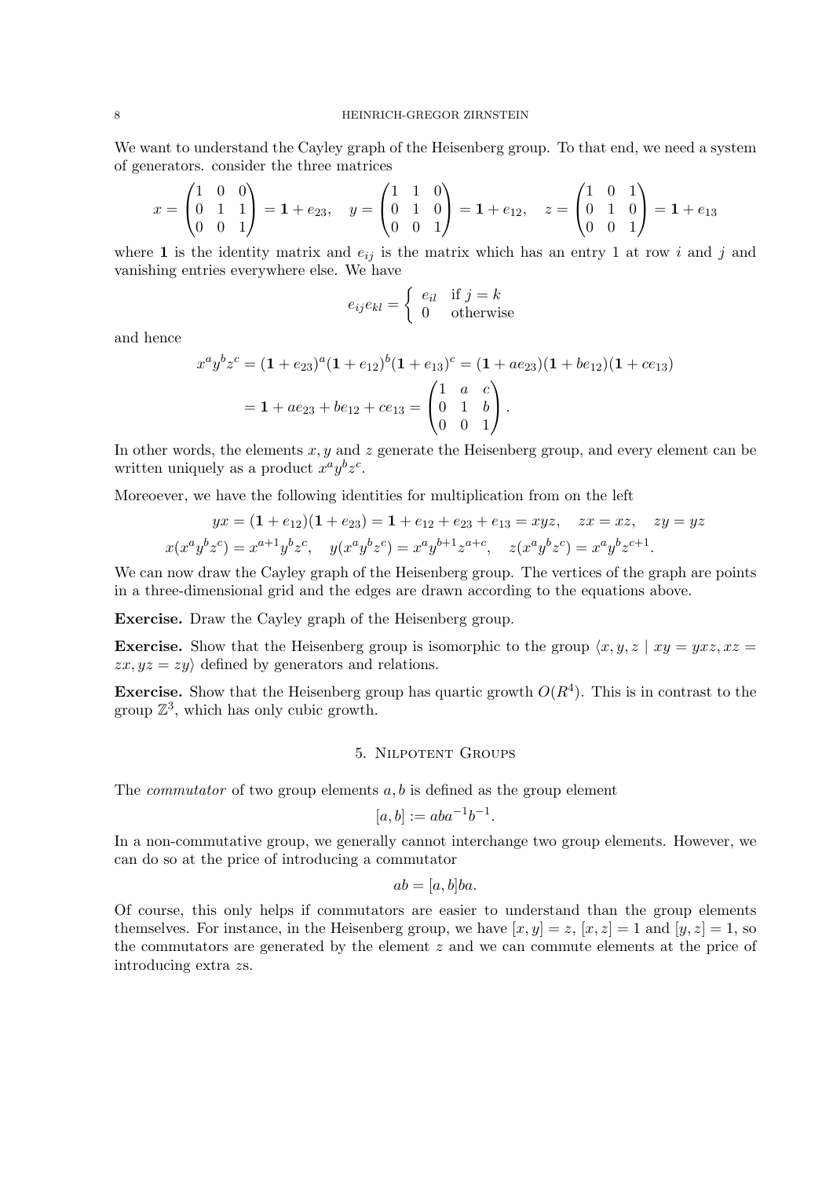We want to understand the Cayley graph of the Heisenberg group. To that end, we need a system of generators. consider the three matrices

$$x = \begin{pmatrix} 1 & 0 & 0 \\ 0 & 1 & 1 \\ 0 & 0 & 1 \end{pmatrix} = \mathbf{1} + e_{23}, \quad y = \begin{pmatrix} 1 & 1 & 0 \\ 0 & 1 & 0 \\ 0 & 0 & 1 \end{pmatrix} = \mathbf{1} + e_{12}, \quad z = \begin{pmatrix} 1 & 0 & 1 \\ 0 & 1 & 0 \\ 0 & 0 & 1 \end{pmatrix} = \mathbf{1} + e_{13}$$

where $\mathbf{1}$ is the identity matrix and $e_{ij}$ is the matrix which has an entry 1 at row $i$ and $j$ and vanishing entries everywhere else. We have

$$e_{ij}e_{kl} = \begin{cases} e_{il} & \text{if } j = k \\ 0 & \text{otherwise} \end{cases}$$

and hence

$$\begin{aligned} x^a y^b z^c &= (\mathbf{1} + e_{23})^a (\mathbf{1} + e_{12})^b (\mathbf{1} + e_{13})^c = (\mathbf{1} + ae_{23})(\mathbf{1} + be_{12})(\mathbf{1} + ce_{13}) \\ &= \mathbf{1} + ae_{23} + be_{12} + ce_{13} = \begin{pmatrix} 1 & a & c \\ 0 & 1 & b \\ 0 & 0 & 1 \end{pmatrix}. \end{aligned}$$

In other words, the elements $x, y$ and $z$ generate the Heisenberg group, and every element can be written uniquely as a product $x^a y^b z^c$.

Moreoever, we have the following identities for multiplication from on the left

$$yx = (\mathbf{1} + e_{12})(\mathbf{1} + e_{23}) = \mathbf{1} + e_{12} + e_{23} + e_{13} = xyz, \quad zx = xz, \quad zy = yz$$

$$x(x^a y^b z^c) = x^{a+1} y^b z^c, \quad y(x^a y^b z^c) = x^a y^{b+1} z^{a+c}, \quad z(x^a y^b z^c) = x^a y^b z^{c+1}.$$

We can now draw the Cayley graph of the Heisenberg group. The vertices of the graph are points in a three-dimensional grid and the edges are drawn according to the equations above.

**Exercise.** Draw the Cayley graph of the Heisenberg group.

**Exercise.** Show that the Heisenberg group is isomorphic to the group $\langle x, y, z \mid xy = yxz, xz = zx, yz = zy \rangle$ defined by generators and relations.

**Exercise.** Show that the Heisenberg group has quartic growth $O(R^4)$. This is in contrast to the group $\mathbb{Z}^3$, which has only cubic growth.

## 5. Nilpotent Groups

The *commutator* of two group elements $a, b$ is defined as the group element

$$[a, b] := aba^{-1}b^{-1}.$$

In a non-commutative group, we generally cannot interchange two group elements. However, we can do so at the price of introducing a commutator

$$ab = [a, b]ba.$$

Of course, this only helps if commutators are easier to understand than the group elements themselves. For instance, in the Heisenberg group, we have $[x, y] = z$, $[x, z] = 1$ and $[y, z] = 1$, so the commutators are generated by the element $z$ and we can commute elements at the price of introducing extra $z$s.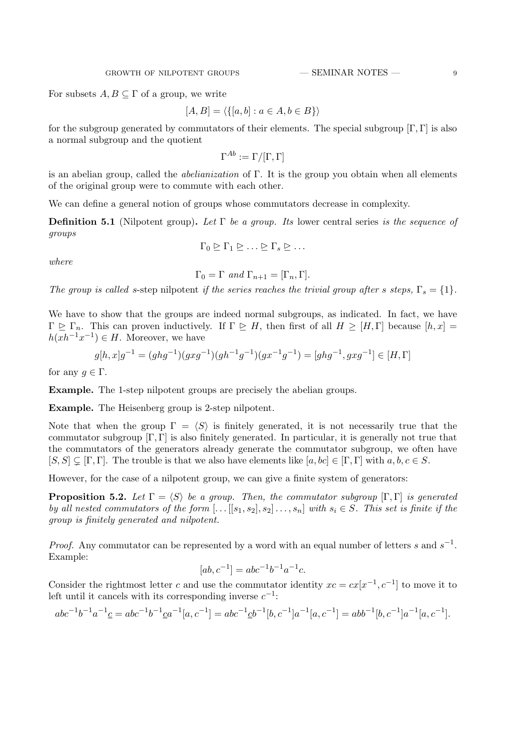For subsets $A, B \subseteq \Gamma$ of a group, we write

$$[A, B] = \langle \{[a, b] : a \in A, b \in B\} \rangle$$

for the subgroup generated by commutators of their elements. The special subgroup $[\Gamma, \Gamma]$ is also a normal subgroup and the quotient

$$\Gamma^{Ab} := \Gamma / [\Gamma, \Gamma]$$

is an abelian group, called the *abelianization* of $\Gamma$. It is the group you obtain when all elements of the original group were to commute with each other.

We can define a general notion of groups whose commutators decrease in complexity.

**Definition 5.1** (Nilpotent group)**.** *Let $\Gamma$ be a group. Its* lower central series *is the sequence of groups*

$$\Gamma_0 \trianglerighteq \Gamma_1 \trianglerighteq \ldots \trianglerighteq \Gamma_s \trianglerighteq \ldots$$

*where*

$$\Gamma_0 = \Gamma \text{ and } \Gamma_{n+1} = [\Gamma_n, \Gamma].$$

*The group is called* $s$-step nilpotent *if the series reaches the trivial group after $s$ steps, $\Gamma_s = \{1\}$.*

We have to show that the groups are indeed normal subgroups, as indicated. In fact, we have $\Gamma \trianglerighteq \Gamma_n$. This can proven inductively. If $\Gamma \trianglerighteq H$, then first of all $H \geq [H, \Gamma]$ because $[h, x] = h(xh^{-1}x^{-1}) \in H$. Moreover, we have

$$g[h, x]g^{-1} = (ghg^{-1})(gxg^{-1})(gh^{-1}g^{-1})(gx^{-1}g^{-1}) = [ghg^{-1}, gxg^{-1}] \in [H, \Gamma]$$

for any $g \in \Gamma$.

**Example.** The 1-step nilpotent groups are precisely the abelian groups.

**Example.** The Heisenberg group is 2-step nilpotent.

Note that when the group $\Gamma = \langle S \rangle$ is finitely generated, it is not necessarily true that the commutator subgroup $[\Gamma, \Gamma]$ is also finitely generated. In particular, it is generally not true that the commutators of the generators already generate the commutator subgroup, we often have $[S, S] \subsetneq [\Gamma, \Gamma]$. The trouble is that we also have elements like $[a, bc] \in [\Gamma, \Gamma]$ with $a, b, c \in S$.

However, for the case of a nilpotent group, we can give a finite system of generators:

**Proposition 5.2.** *Let $\Gamma = \langle S \rangle$ be a group. Then, the commutator subgroup $[\Gamma, \Gamma]$ is generated by all nested commutators of the form $[\ldots[[s_1, s_2], s_2] \ldots, s_n]$ with $s_i \in S$. This set is finite if the group is finitely generated and nilpotent.*

*Proof.* Any commutator can be represented by a word with an equal number of letters $s$ and $s^{-1}$. Example:

$$[ab, c^{-1}] = abc^{-1}b^{-1}a^{-1}c.$$

Consider the rightmost letter $c$ and use the commutator identity $xc = cx[x^{-1}, c^{-1}]$ to move it to left until it cancels with its corresponding inverse $c^{-1}$:

$$abc^{-1}b^{-1}a^{-1}\underline{c} = abc^{-1}b^{-1}\underline{c}a^{-1}[a, c^{-1}] = abc^{-1}\underline{c}b^{-1}[b, c^{-1}]a^{-1}[a, c^{-1}] = abb^{-1}[b, c^{-1}]a^{-1}[a, c^{-1}].$$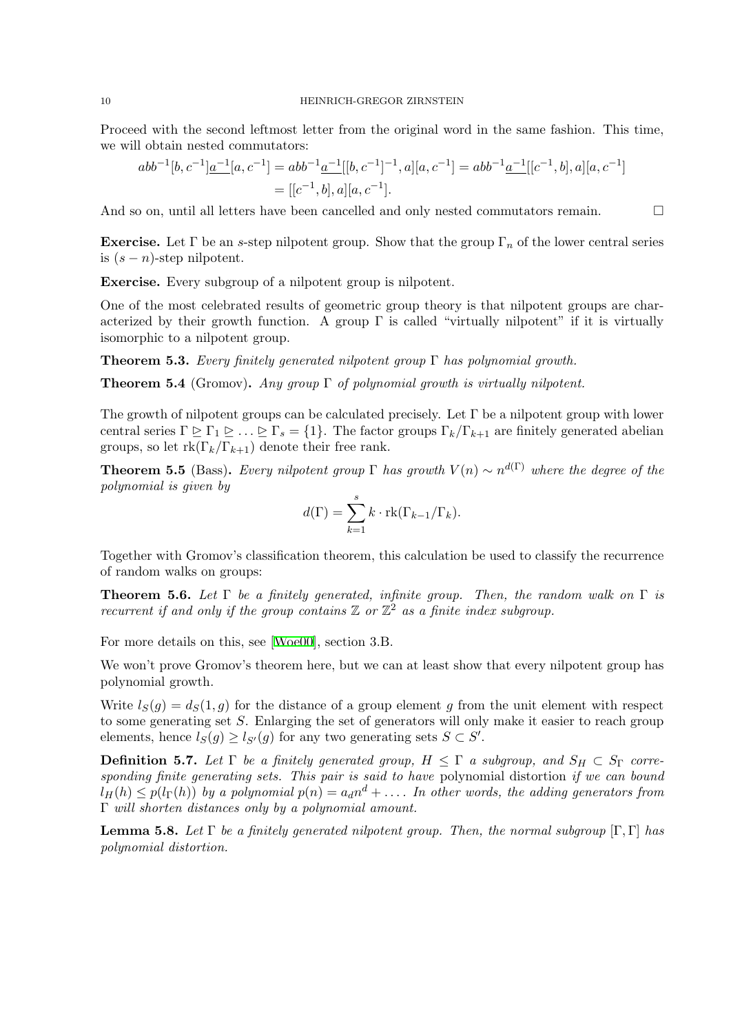Proceed with the second leftmost letter from the original word in the same fashion. This time, we will obtain nested commutators:

$$
\begin{aligned}
abb^{-1}[b,c^{-1}]\underline{a^{-1}}[a,c^{-1}] &= abb^{-1}\underline{a^{-1}}[[b,c^{-1}]^{-1},a][a,c^{-1}] = abb^{-1}\underline{a^{-1}}[[c^{-1},b],a][a,c^{-1}] \\
&= [[c^{-1},b],a][a,c^{-1}].
\end{aligned}
$$

And so on, until all letters have been cancelled and only nested commutators remain. □

**Exercise.** Let $\Gamma$ be an $s$-step nilpotent group. Show that the group $\Gamma_n$ of the lower central series is $(s-n)$-step nilpotent.

**Exercise.** Every subgroup of a nilpotent group is nilpotent.

One of the most celebrated results of geometric group theory is that nilpotent groups are characterized by their growth function. A group $\Gamma$ is called "virtually nilpotent" if it is virtually isomorphic to a nilpotent group.

**Theorem 5.3.** *Every finitely generated nilpotent group $\Gamma$ has polynomial growth.*

**Theorem 5.4** (Gromov)**.** *Any group $\Gamma$ of polynomial growth is virtually nilpotent.*

The growth of nilpotent groups can be calculated precisely. Let $\Gamma$ be a nilpotent group with lower central series $\Gamma \trianglerighteq \Gamma_1 \trianglerighteq \ldots \trianglerighteq \Gamma_s = \{1\}$. The factor groups $\Gamma_k/\Gamma_{k+1}$ are finitely generated abelian groups, so let $\mathrm{rk}(\Gamma_k/\Gamma_{k+1})$ denote their free rank.

**Theorem 5.5** (Bass)**.** *Every nilpotent group $\Gamma$ has growth $V(n) \sim n^{d(\Gamma)}$ where the degree of the polynomial is given by*

$$
d(\Gamma) = \sum_{k=1}^{s} k \cdot \mathrm{rk}(\Gamma_{k-1}/\Gamma_k).
$$

Together with Gromov's classification theorem, this calculation be used to classify the recurrence of random walks on groups:

**Theorem 5.6.** *Let $\Gamma$ be a finitely generated, infinite group. Then, the random walk on $\Gamma$ is recurrent if and only if the group contains $\mathbb{Z}$ or $\mathbb{Z}^2$ as a finite index subgroup.*

For more details on this, see [Woe00], section 3.B.

We won't prove Gromov's theorem here, but we can at least show that every nilpotent group has polynomial growth.

Write $l_S(g) = d_S(1,g)$ for the distance of a group element $g$ from the unit element with respect to some generating set $S$. Enlarging the set of generators will only make it easier to reach group elements, hence $l_S(g) \geq l_{S'}(g)$ for any two generating sets $S \subset S'$.

**Definition 5.7.** *Let $\Gamma$ be a finitely generated group, $H \leq \Gamma$ a subgroup, and $S_H \subset S_\Gamma$ corresponding finite generating sets. This pair is said to have* polynomial distortion *if we can bound $l_H(h) \leq p(l_\Gamma(h))$ by a polynomial $p(n) = a_d n^d + \ldots$. In other words, the adding generators from $\Gamma$ will shorten distances only by a polynomial amount.*

**Lemma 5.8.** *Let $\Gamma$ be a finitely generated nilpotent group. Then, the normal subgroup $[\Gamma,\Gamma]$ has polynomial distortion.*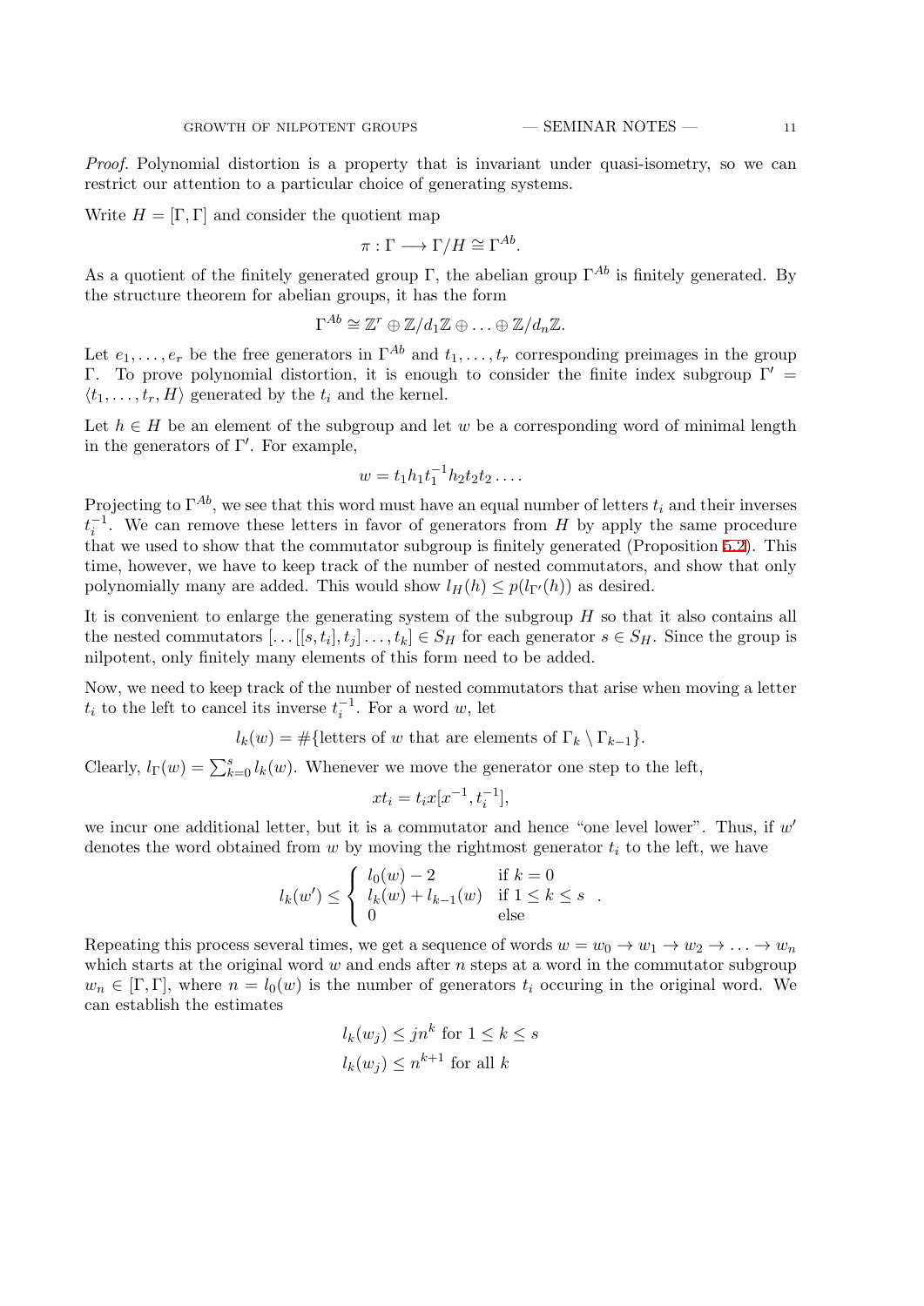*Proof.* Polynomial distortion is a property that is invariant under quasi-isometry, so we can restrict our attention to a particular choice of generating systems.

Write $H = [\Gamma, \Gamma]$ and consider the quotient map

$$\pi : \Gamma \longrightarrow \Gamma/H \cong \Gamma^{Ab}.$$

As a quotient of the finitely generated group $\Gamma$, the abelian group $\Gamma^{Ab}$ is finitely generated. By the structure theorem for abelian groups, it has the form

$$\Gamma^{Ab} \cong \mathbb{Z}^r \oplus \mathbb{Z}/d_1\mathbb{Z} \oplus \ldots \oplus \mathbb{Z}/d_n\mathbb{Z}.$$

Let $e_1, \ldots, e_r$ be the free generators in $\Gamma^{Ab}$ and $t_1, \ldots, t_r$ corresponding preimages in the group $\Gamma$. To prove polynomial distortion, it is enough to consider the finite index subgroup $\Gamma' = \langle t_1, \ldots, t_r, H\rangle$ generated by the $t_i$ and the kernel.

Let $h \in H$ be an element of the subgroup and let $w$ be a corresponding word of minimal length in the generators of $\Gamma'$. For example,

$$w = t_1 h_1 t_1^{-1} h_2 t_2 t_2 \ldots.$$

Projecting to $\Gamma^{Ab}$, we see that this word must have an equal number of letters $t_i$ and their inverses $t_i^{-1}$. We can remove these letters in favor of generators from $H$ by apply the same procedure that we used to show that the commutator subgroup is finitely generated (Proposition 5.2). This time, however, we have to keep track of the number of nested commutators, and show that only polynomially many are added. This would show $l_H(h) \leq p(l_{\Gamma'}(h))$ as desired.

It is convenient to enlarge the generating system of the subgroup $H$ so that it also contains all the nested commutators $[\ldots[[s, t_i], t_j]\ldots, t_k] \in S_H$ for each generator $s \in S_H$. Since the group is nilpotent, only finitely many elements of this form need to be added.

Now, we need to keep track of the number of nested commutators that arise when moving a letter $t_i$ to the left to cancel its inverse $t_i^{-1}$. For a word $w$, let

$$l_k(w) = \#\{\text{letters of } w \text{ that are elements of } \Gamma_k \setminus \Gamma_{k-1}\}.$$

Clearly, $l_\Gamma(w) = \sum_{k=0}^{s} l_k(w)$. Whenever we move the generator one step to the left,

$$x t_i = t_i x [x^{-1}, t_i^{-1}],$$

we incur one additional letter, but it is a commutator and hence "one level lower". Thus, if $w'$ denotes the word obtained from $w$ by moving the rightmost generator $t_i$ to the left, we have

$$l_k(w') \leq \begin{cases} l_0(w) - 2 & \text{if } k = 0 \\ l_k(w) + l_{k-1}(w) & \text{if } 1 \leq k \leq s \\ 0 & \text{else} \end{cases}.$$

Repeating this process several times, we get a sequence of words $w = w_0 \to w_1 \to w_2 \to \ldots \to w_n$ which starts at the original word $w$ and ends after $n$ steps at a word in the commutator subgroup $w_n \in [\Gamma, \Gamma]$, where $n = l_0(w)$ is the number of generators $t_i$ occuring in the original word. We can establish the estimates

$$l_k(w_j) \leq j n^k \text{ for } 1 \leq k \leq s$$

$$l_k(w_j) \leq n^{k+1} \text{ for all } k$$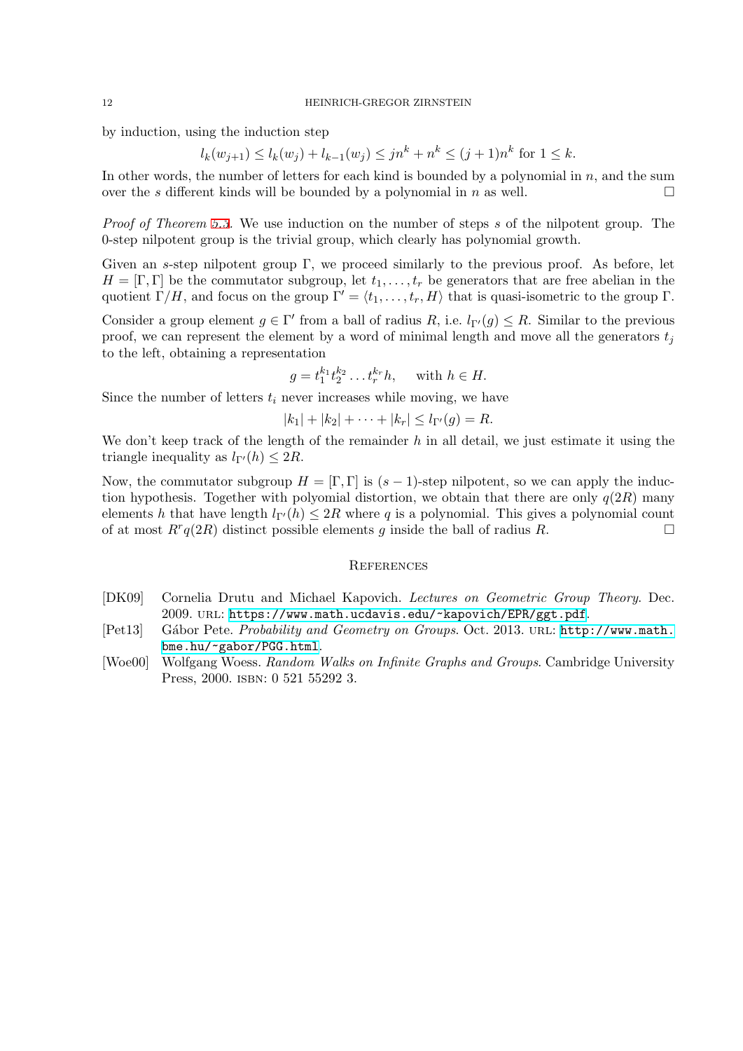by induction, using the induction step

$$l_k(w_{j+1}) \leq l_k(w_j) + l_{k-1}(w_j) \leq jn^k + n^k \leq (j+1)n^k \text{ for } 1 \leq k.$$

In other words, the number of letters for each kind is bounded by a polynomial in $n$, and the sum over the $s$ different kinds will be bounded by a polynomial in $n$ as well. □

*Proof of Theorem 5.5.* We use induction on the number of steps $s$ of the nilpotent group. The 0-step nilpotent group is the trivial group, which clearly has polynomial growth.

Given an $s$-step nilpotent group $\Gamma$, we proceed similarly to the previous proof. As before, let $H = [\Gamma, \Gamma]$ be the commutator subgroup, let $t_1, \dots, t_r$ be generators that are free abelian in the quotient $\Gamma/H$, and focus on the group $\Gamma' = \langle t_1, \dots, t_r, H\rangle$ that is quasi-isometric to the group $\Gamma$.

Consider a group element $g \in \Gamma'$ from a ball of radius $R$, i.e. $l_{\Gamma'}(g) \leq R$. Similar to the previous proof, we can represent the element by a word of minimal length and move all the generators $t_j$ to the left, obtaining a representation

$$g = t_1^{k_1} t_2^{k_2} \dots t_r^{k_r} h, \quad \text{with } h \in H.$$

Since the number of letters $t_i$ never increases while moving, we have

$$|k_1| + |k_2| + \dots + |k_r| \leq l_{\Gamma'}(g) = R.$$

We don't keep track of the length of the remainder $h$ in all detail, we just estimate it using the triangle inequality as $l_{\Gamma'}(h) \leq 2R$.

Now, the commutator subgroup $H = [\Gamma, \Gamma]$ is $(s-1)$-step nilpotent, so we can apply the induction hypothesis. Together with polyomial distortion, we obtain that there are only $q(2R)$ many elements $h$ that have length $l_{\Gamma'}(h) \leq 2R$ where $q$ is a polynomial. This gives a polynomial count of at most $R^r q(2R)$ distinct possible elements $g$ inside the ball of radius $R$. □

## References

[DK09] Cornelia Drutu and Michael Kapovich. *Lectures on Geometric Group Theory*. Dec. 2009. URL: https://www.math.ucdavis.edu/~kapovich/EPR/ggt.pdf.

[Pet13] Gábor Pete. *Probability and Geometry on Groups*. Oct. 2013. URL: http://www.math.bme.hu/~gabor/PGG.html.

[Woe00] Wolfgang Woess. *Random Walks on Infinite Graphs and Groups*. Cambridge University Press, 2000. ISBN: 0 521 55292 3.